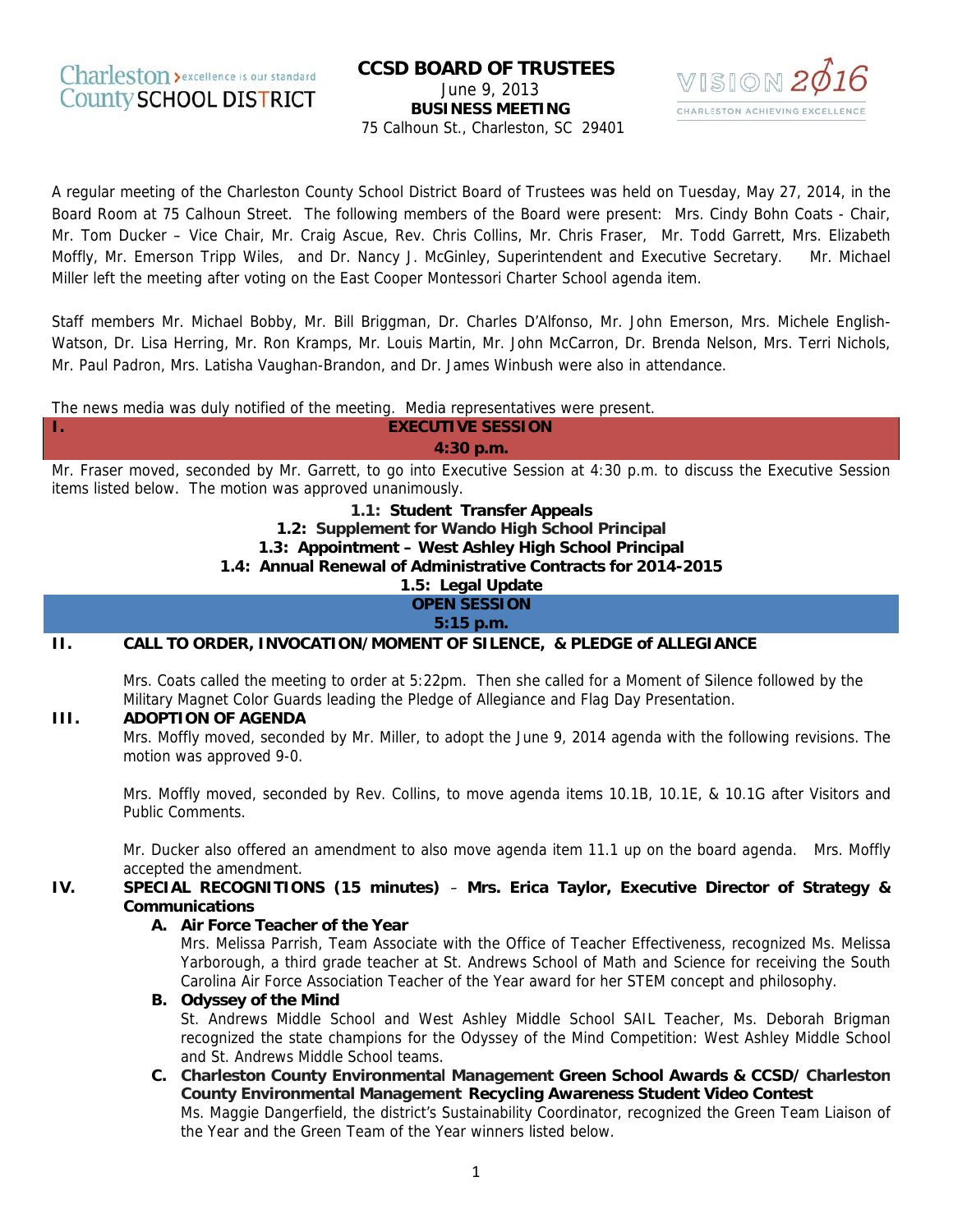Charleston County SCHOOL DISTRICT — excellence is our standard

# CCSD BOARD OF TRUSTEES

June 9, 2013

**BUSINESS MEETING**

75 Calhoun St., Charleston, SC 29401

VISION 2016 — CHARLESTON ACHIEVING EXCELLENCE

A regular meeting of the Charleston County School District Board of Trustees was held on Tuesday, May 27, 2014, in the Board Room at 75 Calhoun Street. The following members of the Board were present: Mrs. Cindy Bohn Coats - Chair, Mr. Tom Ducker – Vice Chair, Mr. Craig Ascue, Rev. Chris Collins, Mr. Chris Fraser, Mr. Todd Garrett, Mrs. Elizabeth Moffly, Mr. Emerson Tripp Wiles, and Dr. Nancy J. McGinley, Superintendent and Executive Secretary. Mr. Michael Miller left the meeting after voting on the East Cooper Montessori Charter School agenda item.

Staff members Mr. Michael Bobby, Mr. Bill Briggman, Dr. Charles D'Alfonso, Mr. John Emerson, Mrs. Michele English-Watson, Dr. Lisa Herring, Mr. Ron Kramps, Mr. Louis Martin, Mr. John McCarron, Dr. Brenda Nelson, Mrs. Terri Nichols, Mr. Paul Padron, Mrs. Latisha Vaughan-Brandon, and Dr. James Winbush were also in attendance.

The news media was duly notified of the meeting. Media representatives were present.

## I. EXECUTIVE SESSION

**4:30 p.m.**

Mr. Fraser moved, seconded by Mr. Garrett, to go into Executive Session at 4:30 p.m. to discuss the Executive Session items listed below. The motion was approved unanimously.

**1.1: Student Transfer Appeals**

**1.2: Supplement for Wando High School Principal**

**1.3: Appointment – West Ashley High School Principal**

**1.4: Annual Renewal of Administrative Contracts for 2014-2015**

**1.5: Legal Update**

## OPEN SESSION

**5:15 p.m.**

## II. CALL TO ORDER, INVOCATION/MOMENT OF SILENCE, & PLEDGE of ALLEGIANCE

Mrs. Coats called the meeting to order at 5:22pm. Then she called for a Moment of Silence followed by the Military Magnet Color Guards leading the Pledge of Allegiance and Flag Day Presentation.

## III. ADOPTION OF AGENDA

Mrs. Moffly moved, seconded by Mr. Miller, to adopt the June 9, 2014 agenda with the following revisions. The motion was approved 9-0.

Mrs. Moffly moved, seconded by Rev. Collins, to move agenda items 10.1B, 10.1E, & 10.1G after Visitors and Public Comments.

Mr. Ducker also offered an amendment to also move agenda item 11.1 up on the board agenda. Mrs. Moffly accepted the amendment.

## IV. SPECIAL RECOGNITIONS (15 minutes) – Mrs. Erica Taylor, Executive Director of Strategy & Communications

### A. Air Force Teacher of the Year

Mrs. Melissa Parrish, Team Associate with the Office of Teacher Effectiveness, recognized Ms. Melissa Yarborough, a third grade teacher at St. Andrews School of Math and Science for receiving the South Carolina Air Force Association Teacher of the Year award for her STEM concept and philosophy.

### B. Odyssey of the Mind

St. Andrews Middle School and West Ashley Middle School SAIL Teacher, Ms. Deborah Brigman recognized the state champions for the Odyssey of the Mind Competition: West Ashley Middle School and St. Andrews Middle School teams.

### C. Charleston County Environmental Management Green School Awards & CCSD/ Charleston County Environmental Management Recycling Awareness Student Video Contest

Ms. Maggie Dangerfield, the district's Sustainability Coordinator, recognized the Green Team Liaison of the Year and the Green Team of the Year winners listed below.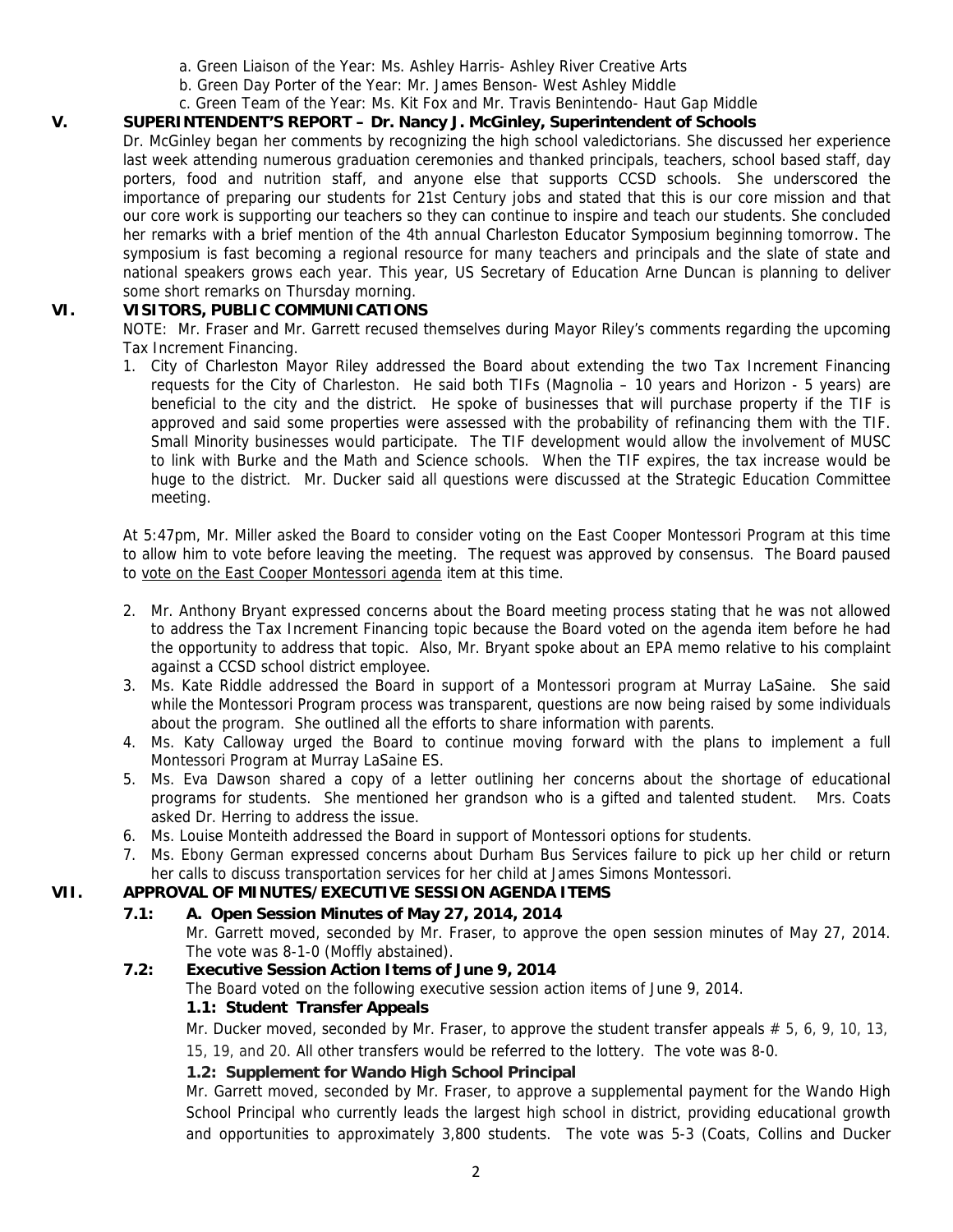a. Green Liaison of the Year: Ms. Ashley Harris- Ashley River Creative Arts
b. Green Day Porter of the Year: Mr. James Benson- West Ashley Middle
c. Green Team of the Year: Ms. Kit Fox and Mr. Travis Benintendo- Haut Gap Middle

## V. SUPERINTENDENT'S REPORT – Dr. Nancy J. McGinley, Superintendent of Schools

Dr. McGinley began her comments by recognizing the high school valedictorians. She discussed her experience last week attending numerous graduation ceremonies and thanked principals, teachers, school based staff, day porters, food and nutrition staff, and anyone else that supports CCSD schools. She underscored the importance of preparing our students for 21st Century jobs and stated that this is our core mission and that our core work is supporting our teachers so they can continue to inspire and teach our students. She concluded her remarks with a brief mention of the 4th annual Charleston Educator Symposium beginning tomorrow. The symposium is fast becoming a regional resource for many teachers and principals and the slate of state and national speakers grows each year. This year, US Secretary of Education Arne Duncan is planning to deliver some short remarks on Thursday morning.

## VI. VISITORS, PUBLIC COMMUNICATIONS

NOTE: Mr. Fraser and Mr. Garrett recused themselves during Mayor Riley's comments regarding the upcoming Tax Increment Financing.

1. City of Charleston Mayor Riley addressed the Board about extending the two Tax Increment Financing requests for the City of Charleston. He said both TIFs (Magnolia – 10 years and Horizon - 5 years) are beneficial to the city and the district. He spoke of businesses that will purchase property if the TIF is approved and said some properties were assessed with the probability of refinancing them with the TIF. Small Minority businesses would participate. The TIF development would allow the involvement of MUSC to link with Burke and the Math and Science schools. When the TIF expires, the tax increase would be huge to the district. Mr. Ducker said all questions were discussed at the Strategic Education Committee meeting.

At 5:47pm, Mr. Miller asked the Board to consider voting on the East Cooper Montessori Program at this time to allow him to vote before leaving the meeting. The request was approved by consensus. The Board paused to vote on the East Cooper Montessori agenda item at this time.

2. Mr. Anthony Bryant expressed concerns about the Board meeting process stating that he was not allowed to address the Tax Increment Financing topic because the Board voted on the agenda item before he had the opportunity to address that topic. Also, Mr. Bryant spoke about an EPA memo relative to his complaint against a CCSD school district employee.
3. Ms. Kate Riddle addressed the Board in support of a Montessori program at Murray LaSaine. She said while the Montessori Program process was transparent, questions are now being raised by some individuals about the program. She outlined all the efforts to share information with parents.
4. Ms. Katy Calloway urged the Board to continue moving forward with the plans to implement a full Montessori Program at Murray LaSaine ES.
5. Ms. Eva Dawson shared a copy of a letter outlining her concerns about the shortage of educational programs for students. She mentioned her grandson who is a gifted and talented student. Mrs. Coats asked Dr. Herring to address the issue.
6. Ms. Louise Monteith addressed the Board in support of Montessori options for students.
7. Ms. Ebony German expressed concerns about Durham Bus Services failure to pick up her child or return her calls to discuss transportation services for her child at James Simons Montessori.

## VII. APPROVAL OF MINUTES/EXECUTIVE SESSION AGENDA ITEMS

### 7.1: A. Open Session Minutes of May 27, 2014, 2014

Mr. Garrett moved, seconded by Mr. Fraser, to approve the open session minutes of May 27, 2014. The vote was 8-1-0 (Moffly abstained).

### 7.2: Executive Session Action Items of June 9, 2014

The Board voted on the following executive session action items of June 9, 2014.

**1.1: Student Transfer Appeals**

Mr. Ducker moved, seconded by Mr. Fraser, to approve the student transfer appeals # 5, 6, 9, 10, 13, 15, 19, and 20. All other transfers would be referred to the lottery. The vote was 8-0.

**1.2: Supplement for Wando High School Principal**

Mr. Garrett moved, seconded by Mr. Fraser, to approve a supplemental payment for the Wando High School Principal who currently leads the largest high school in district, providing educational growth and opportunities to approximately 3,800 students. The vote was 5-3 (Coats, Collins and Ducker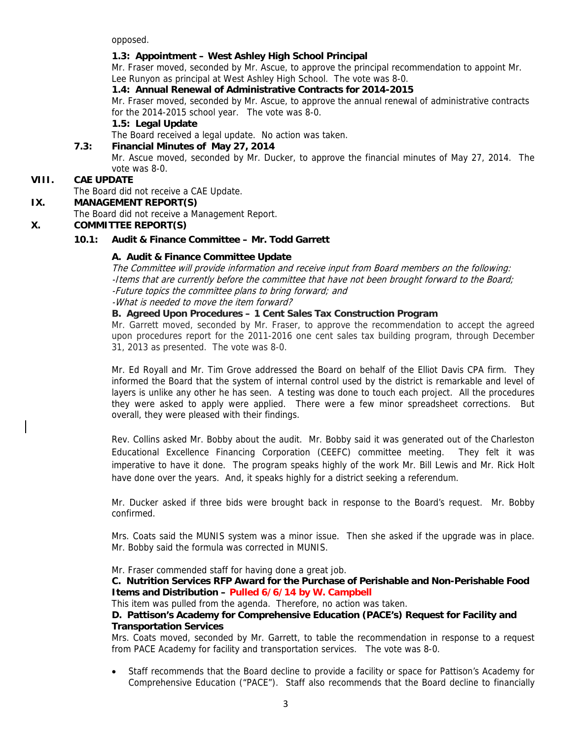opposed.

**1.3: Appointment – West Ashley High School Principal**

Mr. Fraser moved, seconded by Mr. Ascue, to approve the principal recommendation to appoint Mr. Lee Runyon as principal at West Ashley High School. The vote was 8-0.

**1.4: Annual Renewal of Administrative Contracts for 2014-2015**

Mr. Fraser moved, seconded by Mr. Ascue, to approve the annual renewal of administrative contracts for the 2014-2015 school year. The vote was 8-0.

**1.5: Legal Update**

The Board received a legal update. No action was taken.

**7.3: Financial Minutes of May 27, 2014**

Mr. Ascue moved, seconded by Mr. Ducker, to approve the financial minutes of May 27, 2014. The vote was 8-0.

## VIII. CAE UPDATE

The Board did not receive a CAE Update.

## IX. MANAGEMENT REPORT(S)

The Board did not receive a Management Report.

## X. COMMITTEE REPORT(S)

### 10.1: Audit & Finance Committee – Mr. Todd Garrett

**A. Audit & Finance Committee Update**

*The Committee will provide information and receive input from Board members on the following:*
*-Items that are currently before the committee that have not been brought forward to the Board;*
*-Future topics the committee plans to bring forward; and*
*-What is needed to move the item forward?*

**B. Agreed Upon Procedures – 1 Cent Sales Tax Construction Program**

Mr. Garrett moved, seconded by Mr. Fraser, to approve the recommendation to accept the agreed upon procedures report for the 2011-2016 one cent sales tax building program, through December 31, 2013 as presented. The vote was 8-0.

Mr. Ed Royall and Mr. Tim Grove addressed the Board on behalf of the Elliot Davis CPA firm. They informed the Board that the system of internal control used by the district is remarkable and level of layers is unlike any other he has seen. A testing was done to touch each project. All the procedures they were asked to apply were applied. There were a few minor spreadsheet corrections. But overall, they were pleased with their findings.

Rev. Collins asked Mr. Bobby about the audit. Mr. Bobby said it was generated out of the Charleston Educational Excellence Financing Corporation (CEEFC) committee meeting. They felt it was imperative to have it done. The program speaks highly of the work Mr. Bill Lewis and Mr. Rick Holt have done over the years. And, it speaks highly for a district seeking a referendum.

Mr. Ducker asked if three bids were brought back in response to the Board's request. Mr. Bobby confirmed.

Mrs. Coats said the MUNIS system was a minor issue. Then she asked if the upgrade was in place. Mr. Bobby said the formula was corrected in MUNIS.

Mr. Fraser commended staff for having done a great job.

**C. Nutrition Services RFP Award for the Purchase of Perishable and Non-Perishable Food Items and Distribution – Pulled 6/6/14 by W. Campbell**

This item was pulled from the agenda. Therefore, no action was taken.

**D. Pattison's Academy for Comprehensive Education (PACE's) Request for Facility and Transportation Services**

Mrs. Coats moved, seconded by Mr. Garrett, to table the recommendation in response to a request from PACE Academy for facility and transportation services. The vote was 8-0.

- Staff recommends that the Board decline to provide a facility or space for Pattison's Academy for Comprehensive Education ("PACE"). Staff also recommends that the Board decline to financially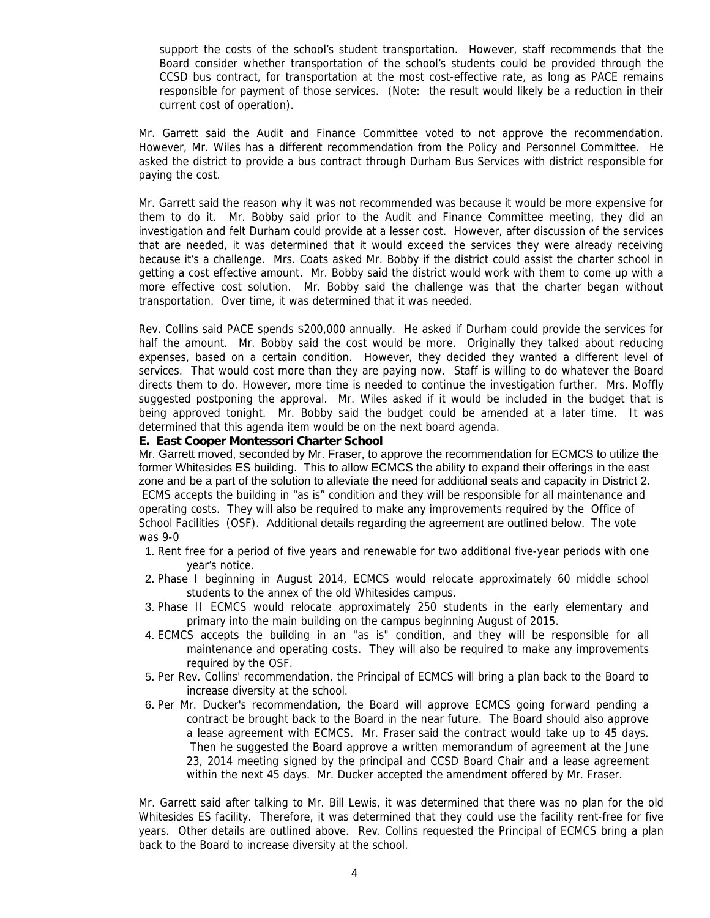support the costs of the school's student transportation. However, staff recommends that the Board consider whether transportation of the school's students could be provided through the CCSD bus contract, for transportation at the most cost-effective rate, as long as PACE remains responsible for payment of those services. (Note: the result would likely be a reduction in their current cost of operation).

Mr. Garrett said the Audit and Finance Committee voted to not approve the recommendation. However, Mr. Wiles has a different recommendation from the Policy and Personnel Committee. He asked the district to provide a bus contract through Durham Bus Services with district responsible for paying the cost.

Mr. Garrett said the reason why it was not recommended was because it would be more expensive for them to do it. Mr. Bobby said prior to the Audit and Finance Committee meeting, they did an investigation and felt Durham could provide at a lesser cost. However, after discussion of the services that are needed, it was determined that it would exceed the services they were already receiving because it's a challenge. Mrs. Coats asked Mr. Bobby if the district could assist the charter school in getting a cost effective amount. Mr. Bobby said the district would work with them to come up with a more effective cost solution. Mr. Bobby said the challenge was that the charter began without transportation. Over time, it was determined that it was needed.

Rev. Collins said PACE spends $200,000 annually. He asked if Durham could provide the services for half the amount. Mr. Bobby said the cost would be more. Originally they talked about reducing expenses, based on a certain condition. However, they decided they wanted a different level of services. That would cost more than they are paying now. Staff is willing to do whatever the Board directs them to do. However, more time is needed to continue the investigation further. Mrs. Moffly suggested postponing the approval. Mr. Wiles asked if it would be included in the budget that is being approved tonight. Mr. Bobby said the budget could be amended at a later time. It was determined that this agenda item would be on the next board agenda.

**E. East Cooper Montessori Charter School**

Mr. Garrett moved, seconded by Mr. Fraser, to approve the recommendation for ECMCS to utilize the former Whitesides ES building. This to allow ECMCS the ability to expand their offerings in the east zone and be a part of the solution to alleviate the need for additional seats and capacity in District 2. ECMS accepts the building in "as is" condition and they will be responsible for all maintenance and operating costs. They will also be required to make any improvements required by the Office of School Facilities (OSF). Additional details regarding the agreement are outlined below. The vote was 9-0

1. Rent free for a period of five years and renewable for two additional five-year periods with one year's notice.
2. Phase I beginning in August 2014, ECMCS would relocate approximately 60 middle school students to the annex of the old Whitesides campus.
3. Phase II ECMCS would relocate approximately 250 students in the early elementary and primary into the main building on the campus beginning August of 2015.
4. ECMCS accepts the building in an "as is" condition, and they will be responsible for all maintenance and operating costs. They will also be required to make any improvements required by the OSF.
5. Per Rev. Collins' recommendation, the Principal of ECMCS will bring a plan back to the Board to increase diversity at the school.
6. Per Mr. Ducker's recommendation, the Board will approve ECMCS going forward pending a contract be brought back to the Board in the near future. The Board should also approve a lease agreement with ECMCS. Mr. Fraser said the contract would take up to 45 days. Then he suggested the Board approve a written memorandum of agreement at the June 23, 2014 meeting signed by the principal and CCSD Board Chair and a lease agreement within the next 45 days. Mr. Ducker accepted the amendment offered by Mr. Fraser.

Mr. Garrett said after talking to Mr. Bill Lewis, it was determined that there was no plan for the old Whitesides ES facility. Therefore, it was determined that they could use the facility rent-free for five years. Other details are outlined above. Rev. Collins requested the Principal of ECMCS bring a plan back to the Board to increase diversity at the school.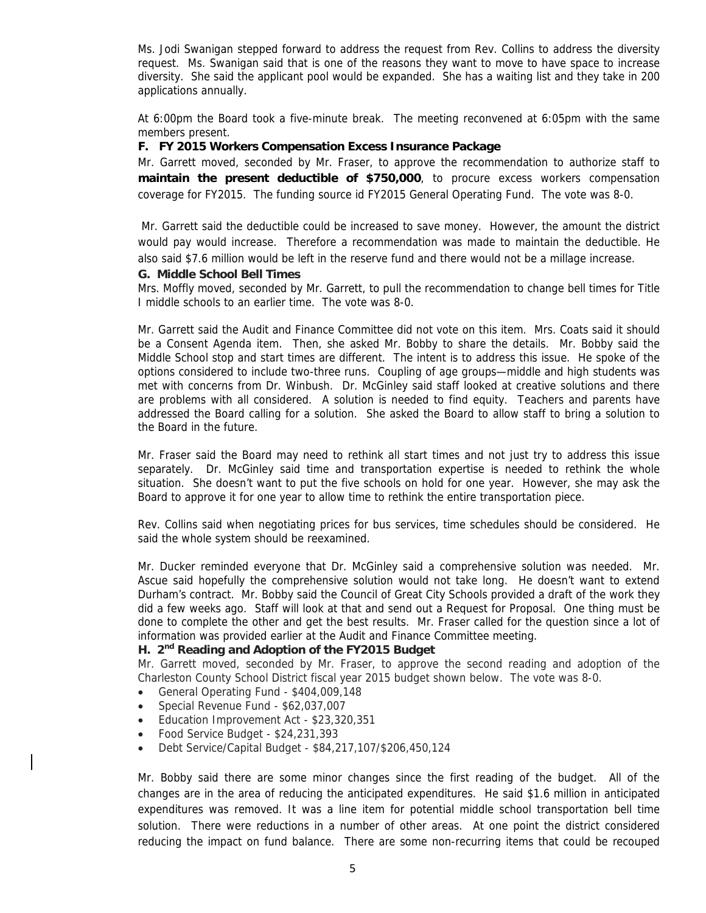Ms. Jodi Swanigan stepped forward to address the request from Rev. Collins to address the diversity request. Ms. Swanigan said that is one of the reasons they want to move to have space to increase diversity. She said the applicant pool would be expanded. She has a waiting list and they take in 200 applications annually.

At 6:00pm the Board took a five-minute break. The meeting reconvened at 6:05pm with the same members present.

**F. FY 2015 Workers Compensation Excess Insurance Package**

Mr. Garrett moved, seconded by Mr. Fraser, to approve the recommendation to authorize staff to **maintain the present deductible of $750,000**, to procure excess workers compensation coverage for FY2015. The funding source id FY2015 General Operating Fund. The vote was 8-0.

Mr. Garrett said the deductible could be increased to save money. However, the amount the district would pay would increase. Therefore a recommendation was made to maintain the deductible. He also said $7.6 million would be left in the reserve fund and there would not be a millage increase.

**G. Middle School Bell Times**

Mrs. Moffly moved, seconded by Mr. Garrett, to pull the recommendation to change bell times for Title I middle schools to an earlier time. The vote was 8-0.

Mr. Garrett said the Audit and Finance Committee did not vote on this item. Mrs. Coats said it should be a Consent Agenda item. Then, she asked Mr. Bobby to share the details. Mr. Bobby said the Middle School stop and start times are different. The intent is to address this issue. He spoke of the options considered to include two-three runs. Coupling of age groups—middle and high students was met with concerns from Dr. Winbush. Dr. McGinley said staff looked at creative solutions and there are problems with all considered. A solution is needed to find equity. Teachers and parents have addressed the Board calling for a solution. She asked the Board to allow staff to bring a solution to the Board in the future.

Mr. Fraser said the Board may need to rethink all start times and not just try to address this issue separately. Dr. McGinley said time and transportation expertise is needed to rethink the whole situation. She doesn't want to put the five schools on hold for one year. However, she may ask the Board to approve it for one year to allow time to rethink the entire transportation piece.

Rev. Collins said when negotiating prices for bus services, time schedules should be considered. He said the whole system should be reexamined.

Mr. Ducker reminded everyone that Dr. McGinley said a comprehensive solution was needed. Mr. Ascue said hopefully the comprehensive solution would not take long. He doesn't want to extend Durham's contract. Mr. Bobby said the Council of Great City Schools provided a draft of the work they did a few weeks ago. Staff will look at that and send out a Request for Proposal. One thing must be done to complete the other and get the best results. Mr. Fraser called for the question since a lot of information was provided earlier at the Audit and Finance Committee meeting.

**H. 2nd Reading and Adoption of the FY2015 Budget**

Mr. Garrett moved, seconded by Mr. Fraser, to approve the second reading and adoption of the Charleston County School District fiscal year 2015 budget shown below. The vote was 8-0.

- General Operating Fund - $404,009,148
- Special Revenue Fund - $62,037,007
- Education Improvement Act - $23,320,351
- Food Service Budget - $24,231,393
- Debt Service/Capital Budget - $84,217,107/$206,450,124

Mr. Bobby said there are some minor changes since the first reading of the budget. All of the changes are in the area of reducing the anticipated expenditures. He said $1.6 million in anticipated expenditures was removed. It was a line item for potential middle school transportation bell time solution. There were reductions in a number of other areas. At one point the district considered reducing the impact on fund balance. There are some non-recurring items that could be recouped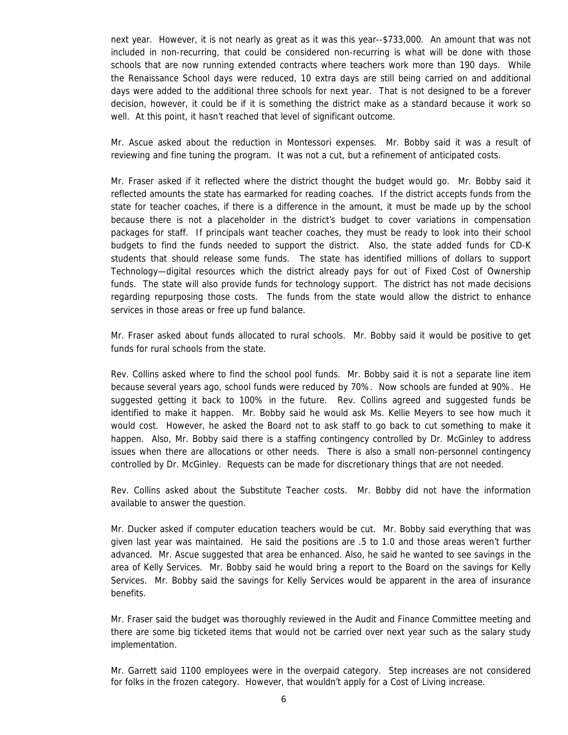next year. However, it is not nearly as great as it was this year--$733,000. An amount that was not included in non-recurring, that could be considered non-recurring is what will be done with those schools that are now running extended contracts where teachers work more than 190 days. While the Renaissance School days were reduced, 10 extra days are still being carried on and additional days were added to the additional three schools for next year. That is not designed to be a forever decision, however, it could be if it is something the district make as a standard because it work so well. At this point, it hasn't reached that level of significant outcome.

Mr. Ascue asked about the reduction in Montessori expenses. Mr. Bobby said it was a result of reviewing and fine tuning the program. It was not a cut, but a refinement of anticipated costs.

Mr. Fraser asked if it reflected where the district thought the budget would go. Mr. Bobby said it reflected amounts the state has earmarked for reading coaches. If the district accepts funds from the state for teacher coaches, if there is a difference in the amount, it must be made up by the school because there is not a placeholder in the district's budget to cover variations in compensation packages for staff. If principals want teacher coaches, they must be ready to look into their school budgets to find the funds needed to support the district. Also, the state added funds for CD-K students that should release some funds. The state has identified millions of dollars to support Technology—digital resources which the district already pays for out of Fixed Cost of Ownership funds. The state will also provide funds for technology support. The district has not made decisions regarding repurposing those costs. The funds from the state would allow the district to enhance services in those areas or free up fund balance.

Mr. Fraser asked about funds allocated to rural schools. Mr. Bobby said it would be positive to get funds for rural schools from the state.

Rev. Collins asked where to find the school pool funds. Mr. Bobby said it is not a separate line item because several years ago, school funds were reduced by 70%. Now schools are funded at 90%. He suggested getting it back to 100% in the future. Rev. Collins agreed and suggested funds be identified to make it happen. Mr. Bobby said he would ask Ms. Kellie Meyers to see how much it would cost. However, he asked the Board not to ask staff to go back to cut something to make it happen. Also, Mr. Bobby said there is a staffing contingency controlled by Dr. McGinley to address issues when there are allocations or other needs. There is also a small non-personnel contingency controlled by Dr. McGinley. Requests can be made for discretionary things that are not needed.

Rev. Collins asked about the Substitute Teacher costs. Mr. Bobby did not have the information available to answer the question.

Mr. Ducker asked if computer education teachers would be cut. Mr. Bobby said everything that was given last year was maintained. He said the positions are .5 to 1.0 and those areas weren't further advanced. Mr. Ascue suggested that area be enhanced. Also, he said he wanted to see savings in the area of Kelly Services. Mr. Bobby said he would bring a report to the Board on the savings for Kelly Services. Mr. Bobby said the savings for Kelly Services would be apparent in the area of insurance benefits.

Mr. Fraser said the budget was thoroughly reviewed in the Audit and Finance Committee meeting and there are some big ticketed items that would not be carried over next year such as the salary study implementation.

Mr. Garrett said 1100 employees were in the overpaid category. Step increases are not considered for folks in the frozen category. However, that wouldn't apply for a Cost of Living increase.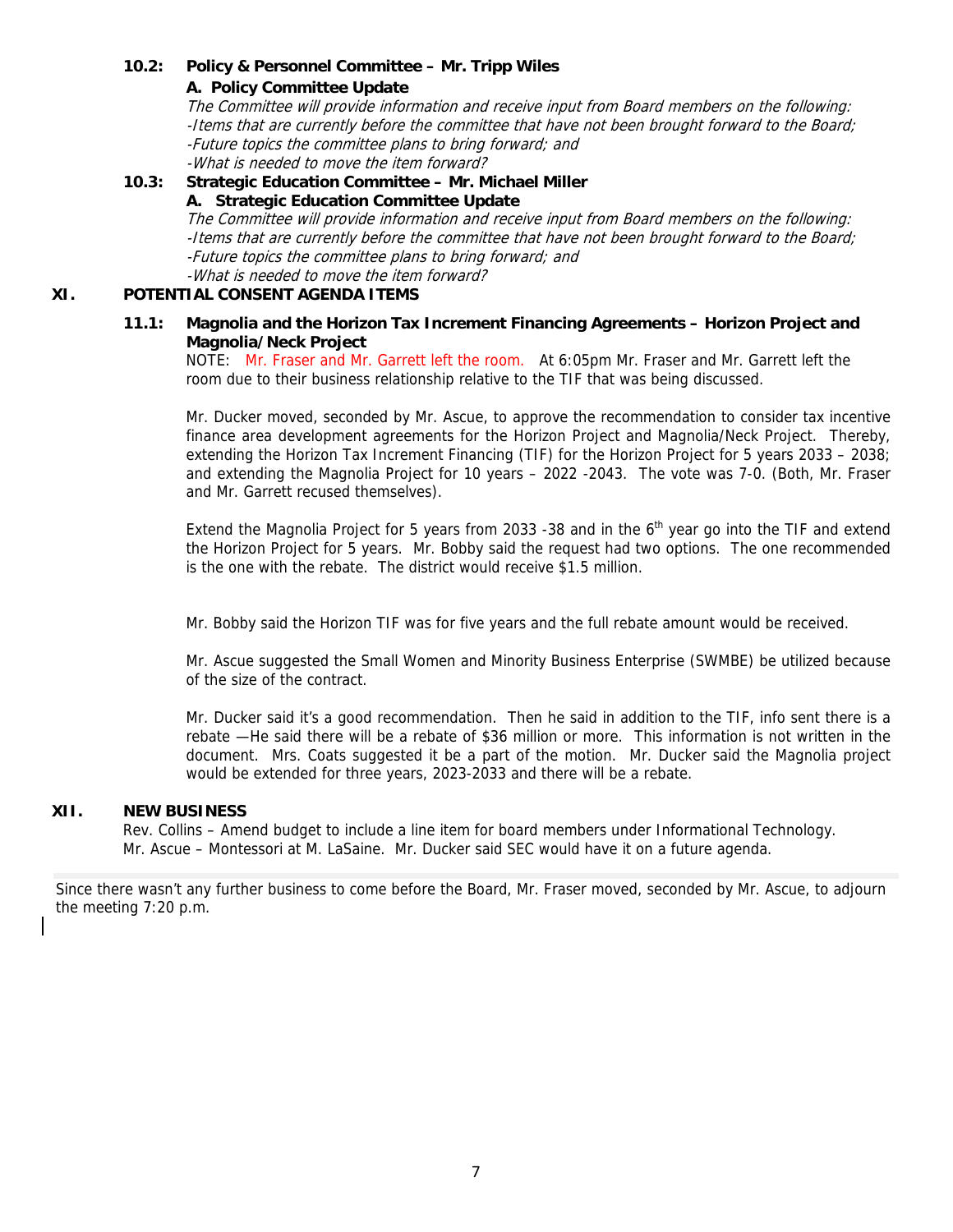**10.2: Policy & Personnel Committee – Mr. Tripp Wiles**

**A. Policy Committee Update**

*The Committee will provide information and receive input from Board members on the following:*
*-Items that are currently before the committee that have not been brought forward to the Board;*
*-Future topics the committee plans to bring forward; and*
*-What is needed to move the item forward?*

**10.3: Strategic Education Committee – Mr. Michael Miller**

**A. Strategic Education Committee Update**

*The Committee will provide information and receive input from Board members on the following:*
*-Items that are currently before the committee that have not been brought forward to the Board;*
*-Future topics the committee plans to bring forward; and*
*-What is needed to move the item forward?*

## XI. POTENTIAL CONSENT AGENDA ITEMS

**11.1: Magnolia and the Horizon Tax Increment Financing Agreements – Horizon Project and Magnolia/Neck Project**

NOTE: Mr. Fraser and Mr. Garrett left the room. At 6:05pm Mr. Fraser and Mr. Garrett left the room due to their business relationship relative to the TIF that was being discussed.

Mr. Ducker moved, seconded by Mr. Ascue, to approve the recommendation to consider tax incentive finance area development agreements for the Horizon Project and Magnolia/Neck Project. Thereby, extending the Horizon Tax Increment Financing (TIF) for the Horizon Project for 5 years 2033 – 2038; and extending the Magnolia Project for 10 years – 2022 -2043. The vote was 7-0. (Both, Mr. Fraser and Mr. Garrett recused themselves).

Extend the Magnolia Project for 5 years from 2033 -38 and in the 6th year go into the TIF and extend the Horizon Project for 5 years. Mr. Bobby said the request had two options. The one recommended is the one with the rebate. The district would receive $1.5 million.

Mr. Bobby said the Horizon TIF was for five years and the full rebate amount would be received.

Mr. Ascue suggested the Small Women and Minority Business Enterprise (SWMBE) be utilized because of the size of the contract.

Mr. Ducker said it's a good recommendation. Then he said in addition to the TIF, info sent there is a rebate —He said there will be a rebate of $36 million or more. This information is not written in the document. Mrs. Coats suggested it be a part of the motion. Mr. Ducker said the Magnolia project would be extended for three years, 2023-2033 and there will be a rebate.

## XII. NEW BUSINESS

Rev. Collins – Amend budget to include a line item for board members under Informational Technology.
Mr. Ascue – Montessori at M. LaSaine. Mr. Ducker said SEC would have it on a future agenda.

Since there wasn't any further business to come before the Board, Mr. Fraser moved, seconded by Mr. Ascue, to adjourn the meeting 7:20 p.m.